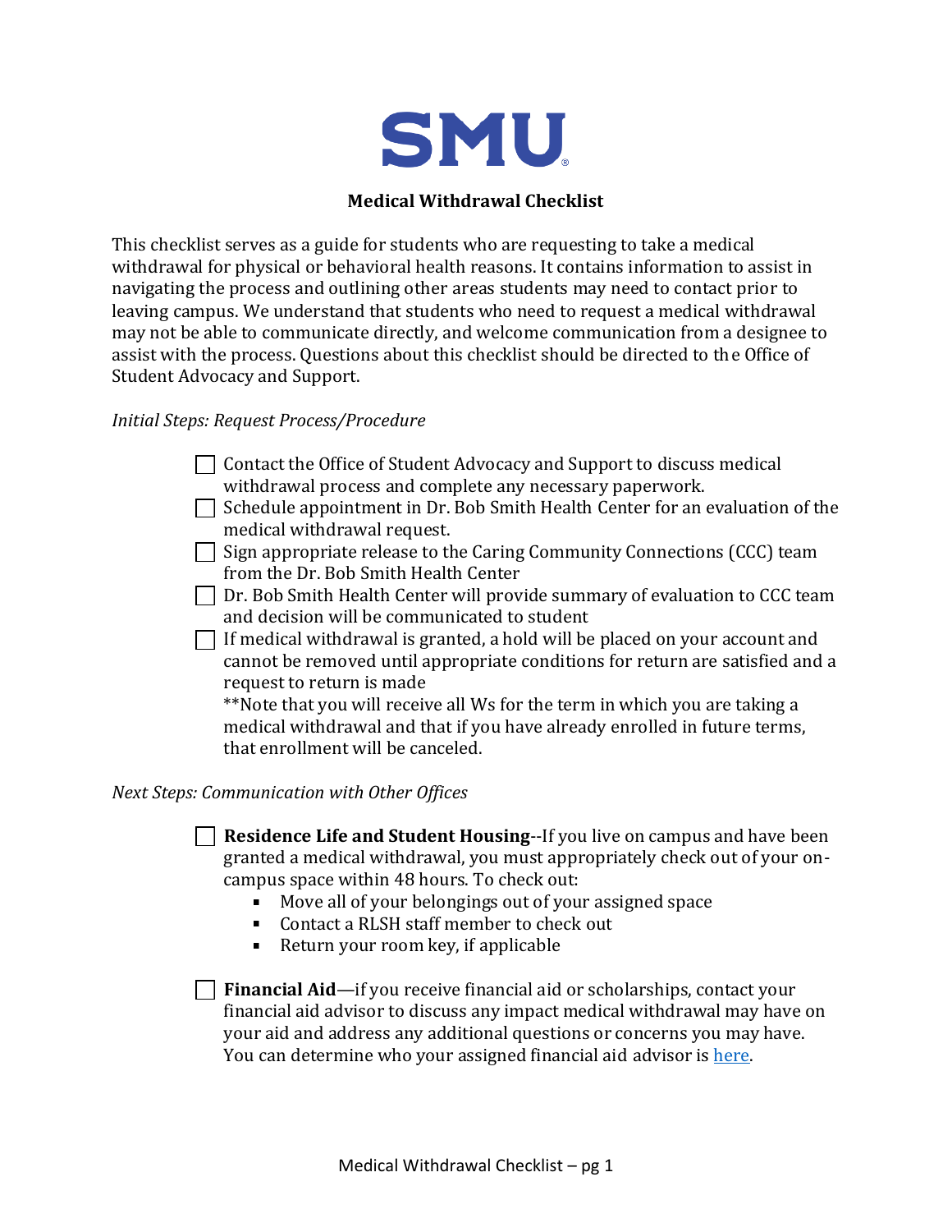SMU

# Medical Withdrawal Checklist

This checklist serves as a guide for students who are requesting to take a medical withdrawal for physical or behavioral health reasons. It contains information to assist in navigating the process and outlining other areas students may need to contact prior to leaving campus. We understand that students who need to request a medical withdrawal may not be able to communicate directly, and welcome communication from a designee to assist with the process. Questions about this checklist should be directed to the Office of Student Advocacy and Support.

*Initial Steps: Request Process/Procedure*

- [ ] Contact the Office of Student Advocacy and Support to discuss medical withdrawal process and complete any necessary paperwork.
- [ ] Schedule appointment in Dr. Bob Smith Health Center for an evaluation of the medical withdrawal request.
- [ ] Sign appropriate release to the Caring Community Connections (CCC) team from the Dr. Bob Smith Health Center
- [ ] Dr. Bob Smith Health Center will provide summary of evaluation to CCC team and decision will be communicated to student
- [ ] If medical withdrawal is granted, a hold will be placed on your account and cannot be removed until appropriate conditions for return are satisfied and a request to return is made
  **Note that you will receive all Ws for the term in which you are taking a medical withdrawal and that if you have already enrolled in future terms, that enrollment will be canceled.

*Next Steps: Communication with Other Offices*

- [ ] **Residence Life and Student Housing**--If you live on campus and have been granted a medical withdrawal, you must appropriately check out of your on-campus space within 48 hours. To check out:
  - Move all of your belongings out of your assigned space
  - Contact a RLSH staff member to check out
  - Return your room key, if applicable

- [ ] **Financial Aid**—if you receive financial aid or scholarships, contact your financial aid advisor to discuss any impact medical withdrawal may have on your aid and address any additional questions or concerns you may have. You can determine who your assigned financial aid advisor is here.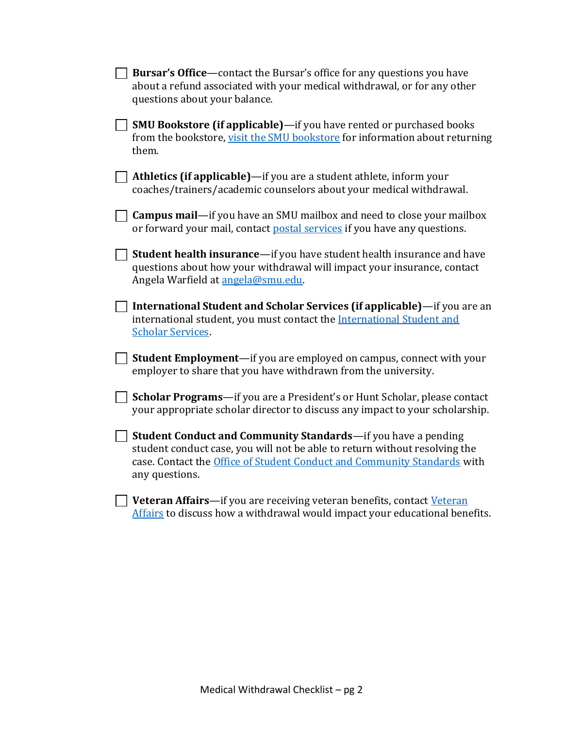- ☐ **Bursar's Office**—contact the Bursar's office for any questions you have about a refund associated with your medical withdrawal, or for any other questions about your balance.

- ☐ **SMU Bookstore (if applicable)**—if you have rented or purchased books from the bookstore, visit the SMU bookstore for information about returning them.

- ☐ **Athletics (if applicable)**—if you are a student athlete, inform your coaches/trainers/academic counselors about your medical withdrawal.

- ☐ **Campus mail**—if you have an SMU mailbox and need to close your mailbox or forward your mail, contact postal services if you have any questions.

- ☐ **Student health insurance**—if you have student health insurance and have questions about how your withdrawal will impact your insurance, contact Angela Warfield at angela@smu.edu.

- ☐ **International Student and Scholar Services (if applicable)**—if you are an international student, you must contact the International Student and Scholar Services.

- ☐ **Student Employment**—if you are employed on campus, connect with your employer to share that you have withdrawn from the university.

- ☐ **Scholar Programs**—if you are a President's or Hunt Scholar, please contact your appropriate scholar director to discuss any impact to your scholarship.

- ☐ **Student Conduct and Community Standards**—if you have a pending student conduct case, you will not be able to return without resolving the case. Contact the Office of Student Conduct and Community Standards with any questions.

- ☐ **Veteran Affairs**—if you are receiving veteran benefits, contact Veteran Affairs to discuss how a withdrawal would impact your educational benefits.